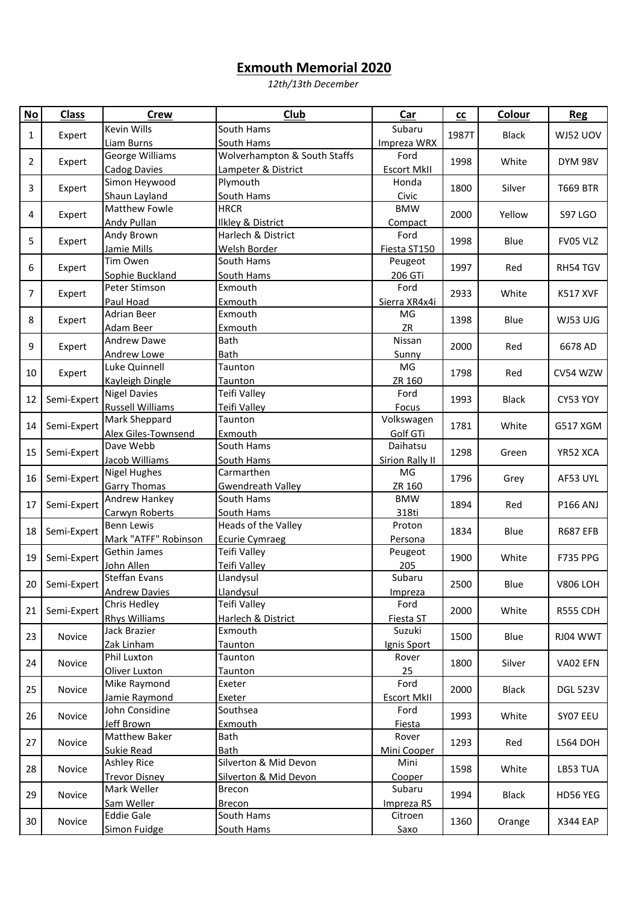# Exmouth Memorial 2020

*12th/13th December*

| No | Class | Crew | Club | Car | cc | Colour | Reg |
|---|---|---|---|---|---|---|---|
| 1 | Expert | Kevin Wills<br>Liam Burns | South Hams<br>South Hams | Subaru<br>Impreza WRX | 1987T | Black | WJ52 UOV |
| 2 | Expert | George Williams<br>Cadog Davies | Wolverhampton & South Staffs<br>Lampeter & District | Ford<br>Escort MkII | 1998 | White | DYM 98V |
| 3 | Expert | Simon Heywood<br>Shaun Layland | Plymouth<br>South Hams | Honda<br>Civic | 1800 | Silver | T669 BTR |
| 4 | Expert | Matthew Fowle<br>Andy Pullan | HRCR<br>Ilkley & District | BMW<br>Compact | 2000 | Yellow | S97 LGO |
| 5 | Expert | Andy Brown<br>Jamie Mills | Harlech & District<br>Welsh Border | Ford<br>Fiesta ST150 | 1998 | Blue | FV05 VLZ |
| 6 | Expert | Tim Owen<br>Sophie Buckland | South Hams<br>South Hams | Peugeot<br>206 GTi | 1997 | Red | RH54 TGV |
| 7 | Expert | Peter Stimson<br>Paul Hoad | Exmouth<br>Exmouth | Ford<br>Sierra XR4x4i | 2933 | White | K517 XVF |
| 8 | Expert | Adrian Beer<br>Adam Beer | Exmouth<br>Exmouth | MG<br>ZR | 1398 | Blue | WJ53 UJG |
| 9 | Expert | Andrew Dawe<br>Andrew Lowe | Bath<br>Bath | Nissan<br>Sunny | 2000 | Red | 6678 AD |
| 10 | Expert | Luke Quinnell<br>Kayleigh Dingle | Taunton<br>Taunton | MG<br>ZR 160 | 1798 | Red | CV54 WZW |
| 12 | Semi-Expert | Nigel Davies<br>Russell Williams | Teifi Valley<br>Teifi Valley | Ford<br>Focus | 1993 | Black | CY53 YOY |
| 14 | Semi-Expert | Mark Sheppard<br>Alex Giles-Townsend | Taunton<br>Exmouth | Volkswagen<br>Golf GTi | 1781 | White | G517 XGM |
| 15 | Semi-Expert | Dave Webb<br>Jacob Williams | South Hams<br>South Hams | Daihatsu<br>Sirion Rally II | 1298 | Green | YR52 XCA |
| 16 | Semi-Expert | Nigel Hughes<br>Garry Thomas | Carmarthen<br>Gwendreath Valley | MG<br>ZR 160 | 1796 | Grey | AF53 UYL |
| 17 | Semi-Expert | Andrew Hankey<br>Carwyn Roberts | South Hams<br>South Hams | BMW<br>318ti | 1894 | Red | P166 ANJ |
| 18 | Semi-Expert | Benn Lewis<br>Mark "ATFF" Robinson | Heads of the Valley<br>Ecurie Cymraeg | Proton<br>Persona | 1834 | Blue | R687 EFB |
| 19 | Semi-Expert | Gethin James<br>John Allen | Teifi Valley<br>Teifi Valley | Peugeot<br>205 | 1900 | White | F735 PPG |
| 20 | Semi-Expert | Steffan Evans<br>Andrew Davies | Llandysul<br>Llandysul | Subaru<br>Impreza | 2500 | Blue | V806 LOH |
| 21 | Semi-Expert | Chris Hedley<br>Rhys Williams | Teifi Valley<br>Harlech & District | Ford<br>Fiesta ST | 2000 | White | R555 CDH |
| 23 | Novice | Jack Brazier<br>Zak Linham | Exmouth<br>Taunton | Suzuki<br>Ignis Sport | 1500 | Blue | RJ04 WWT |
| 24 | Novice | Phil Luxton<br>Oliver Luxton | Taunton<br>Taunton | Rover<br>25 | 1800 | Silver | VA02 EFN |
| 25 | Novice | Mike Raymond<br>Jamie Raymond | Exeter<br>Exeter | Ford<br>Escort MkII | 2000 | Black | DGL 523V |
| 26 | Novice | John Considine<br>Jeff Brown | Southsea<br>Exmouth | Ford<br>Fiesta | 1993 | White | SY07 EEU |
| 27 | Novice | Matthew Baker<br>Sukie Read | Bath<br>Bath | Rover<br>Mini Cooper | 1293 | Red | L564 DOH |
| 28 | Novice | Ashley Rice<br>Trevor Disney | Silverton & Mid Devon<br>Silverton & Mid Devon | Mini<br>Cooper | 1598 | White | LB53 TUA |
| 29 | Novice | Mark Weller<br>Sam Weller | Brecon<br>Brecon | Subaru<br>Impreza RS | 1994 | Black | HD56 YEG |
| 30 | Novice | Eddie Gale<br>Simon Fuidge | South Hams<br>South Hams | Citroen<br>Saxo | 1360 | Orange | X344 EAP |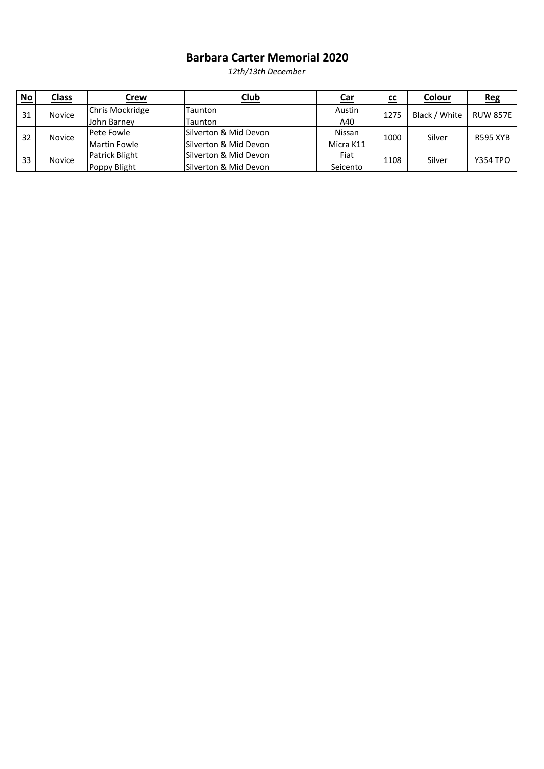## Barbara Carter Memorial 2020

*12th/13th December*

| No | Class | Crew | Club | Car | cc | Colour | Reg |
|---|---|---|---|---|---|---|---|
| 31 | Novice | Chris Mockridge<br>John Barney | Taunton<br>Taunton | Austin<br>A40 | 1275 | Black / White | RUW 857E |
| 32 | Novice | Pete Fowle<br>Martin Fowle | Silverton & Mid Devon<br>Silverton & Mid Devon | Nissan<br>Micra K11 | 1000 | Silver | R595 XYB |
| 33 | Novice | Patrick Blight<br>Poppy Blight | Silverton & Mid Devon<br>Silverton & Mid Devon | Fiat<br>Seicento | 1108 | Silver | Y354 TPO |